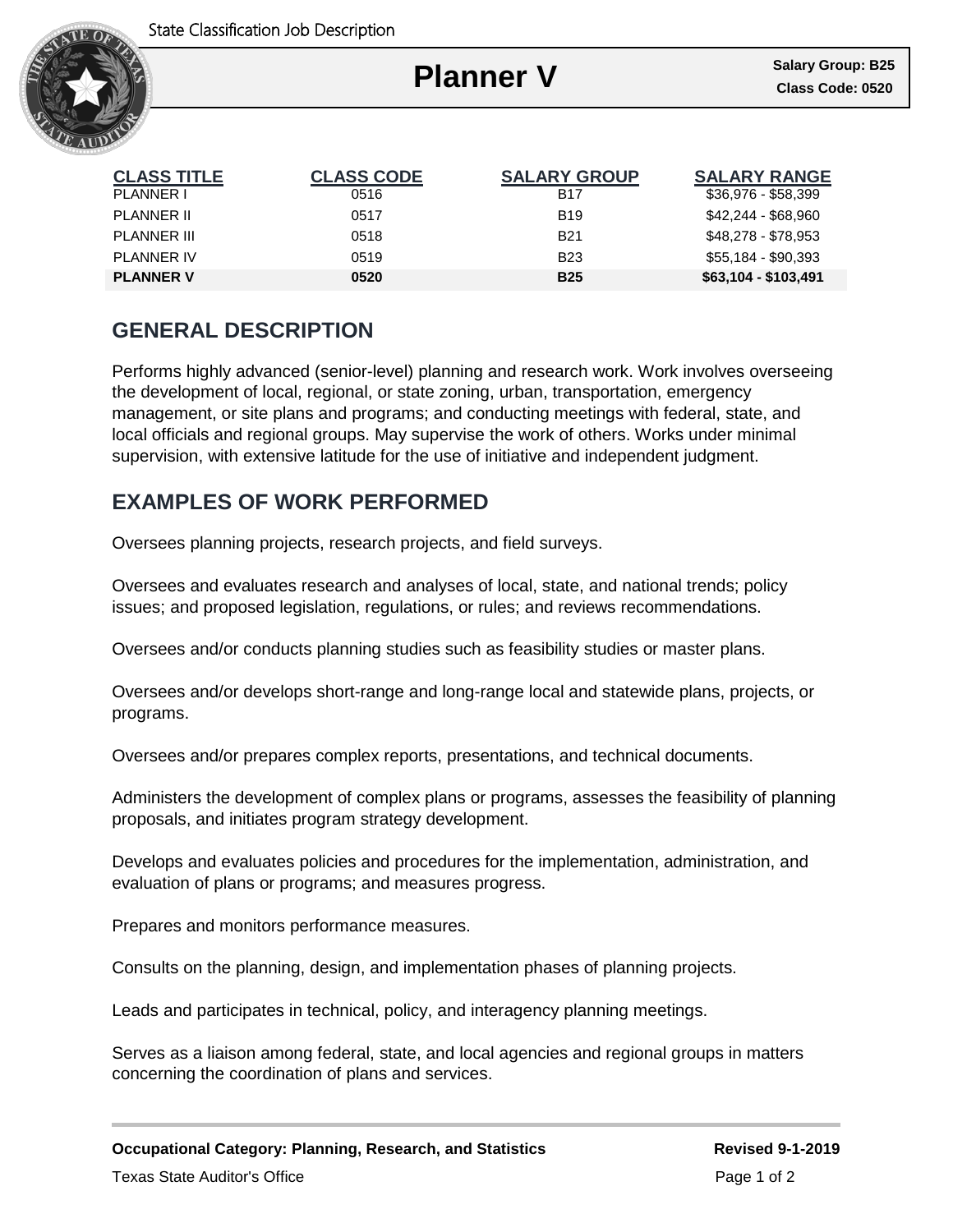State Classification Job Description

# Planner V

**Salary Group: B25**
**Class Code: 0520**

| CLASS TITLE | CLASS CODE | SALARY GROUP | SALARY RANGE |
| --- | --- | --- | --- |
| PLANNER I | 0516 | B17 | $36,976 - $58,399 |
| PLANNER II | 0517 | B19 | $42,244 - $68,960 |
| PLANNER III | 0518 | B21 | $48,278 - $78,953 |
| PLANNER IV | 0519 | B23 | $55,184 - $90,393 |
| **PLANNER V** | **0520** | **B25** | **$63,104 - $103,491** |

## GENERAL DESCRIPTION

Performs highly advanced (senior-level) planning and research work. Work involves overseeing the development of local, regional, or state zoning, urban, transportation, emergency management, or site plans and programs; and conducting meetings with federal, state, and local officials and regional groups. May supervise the work of others. Works under minimal supervision, with extensive latitude for the use of initiative and independent judgment.

## EXAMPLES OF WORK PERFORMED

Oversees planning projects, research projects, and field surveys.

Oversees and evaluates research and analyses of local, state, and national trends; policy issues; and proposed legislation, regulations, or rules; and reviews recommendations.

Oversees and/or conducts planning studies such as feasibility studies or master plans.

Oversees and/or develops short-range and long-range local and statewide plans, projects, or programs.

Oversees and/or prepares complex reports, presentations, and technical documents.

Administers the development of complex plans or programs, assesses the feasibility of planning proposals, and initiates program strategy development.

Develops and evaluates policies and procedures for the implementation, administration, and evaluation of plans or programs; and measures progress.

Prepares and monitors performance measures.

Consults on the planning, design, and implementation phases of planning projects.

Leads and participates in technical, policy, and interagency planning meetings.

Serves as a liaison among federal, state, and local agencies and regional groups in matters concerning the coordination of plans and services.

**Occupational Category: Planning, Research, and Statistics** **Revised 9-1-2019**

Texas State Auditor's Office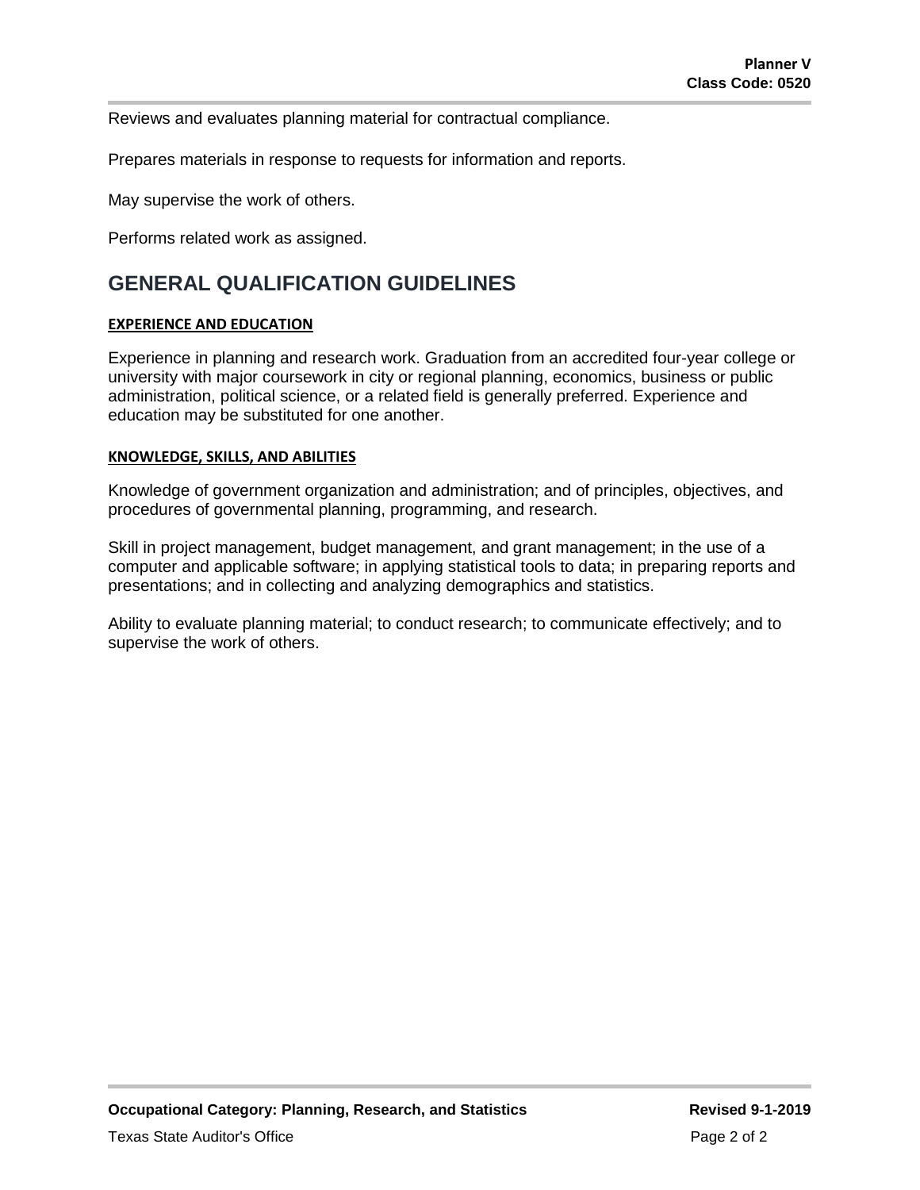Reviews and evaluates planning material for contractual compliance.

Prepares materials in response to requests for information and reports.

May supervise the work of others.

Performs related work as assigned.

## GENERAL QUALIFICATION GUIDELINES

### EXPERIENCE AND EDUCATION

Experience in planning and research work. Graduation from an accredited four-year college or university with major coursework in city or regional planning, economics, business or public administration, political science, or a related field is generally preferred. Experience and education may be substituted for one another.

### KNOWLEDGE, SKILLS, AND ABILITIES

Knowledge of government organization and administration; and of principles, objectives, and procedures of governmental planning, programming, and research.

Skill in project management, budget management, and grant management; in the use of a computer and applicable software; in applying statistical tools to data; in preparing reports and presentations; and in collecting and analyzing demographics and statistics.

Ability to evaluate planning material; to conduct research; to communicate effectively; and to supervise the work of others.